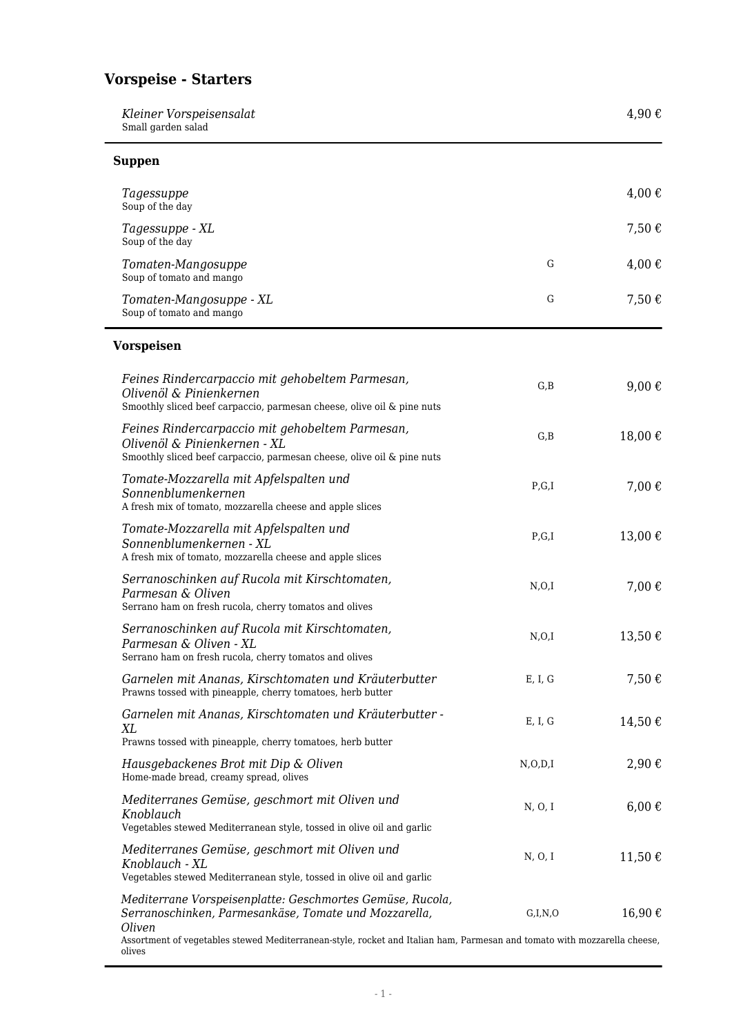# Vorspeise - Starters

| Gericht | Allergene | Preis |
|---|---|---|
| *Kleiner Vorspeisensalat*<br>Small garden salad | | 4,90 € |

## Suppen

| Gericht | Allergene | Preis |
|---|---|---|
| *Tagessuppe*<br>Soup of the day | | 4,00 € |
| *Tagessuppe - XL*<br>Soup of the day | | 7,50 € |
| *Tomaten-Mangosuppe*<br>Soup of tomato and mango | G | 4,00 € |
| *Tomaten-Mangosuppe - XL*<br>Soup of tomato and mango | G | 7,50 € |

## Vorspeisen

| Gericht | Allergene | Preis |
|---|---|---|
| *Feines Rindercarpaccio mit gehobeltem Parmesan, Olivenöl & Pinienkernen*<br>Smoothly sliced beef carpaccio, parmesan cheese, olive oil & pine nuts | G,B | 9,00 € |
| *Feines Rindercarpaccio mit gehobeltem Parmesan, Olivenöl & Pinienkernen - XL*<br>Smoothly sliced beef carpaccio, parmesan cheese, olive oil & pine nuts | G,B | 18,00 € |
| *Tomate-Mozzarella mit Apfelspalten und Sonnenblumenkernen*<br>A fresh mix of tomato, mozzarella cheese and apple slices | P,G,I | 7,00 € |
| *Tomate-Mozzarella mit Apfelspalten und Sonnenblumenkernen - XL*<br>A fresh mix of tomato, mozzarella cheese and apple slices | P,G,I | 13,00 € |
| *Serranoschinken auf Rucola mit Kirschtomaten, Parmesan & Oliven*<br>Serrano ham on fresh rucola, cherry tomatos and olives | N,O,I | 7,00 € |
| *Serranoschinken auf Rucola mit Kirschtomaten, Parmesan & Oliven - XL*<br>Serrano ham on fresh rucola, cherry tomatos and olives | N,O,I | 13,50 € |
| *Garnelen mit Ananas, Kirschtomaten und Kräuterbutter*<br>Prawns tossed with pineapple, cherry tomatoes, herb butter | E, I, G | 7,50 € |
| *Garnelen mit Ananas, Kirschtomaten und Kräuterbutter - XL*<br>Prawns tossed with pineapple, cherry tomatoes, herb butter | E, I, G | 14,50 € |
| *Hausgebackenes Brot mit Dip & Oliven*<br>Home-made bread, creamy spread, olives | N,O,D,I | 2,90 € |
| *Mediterranes Gemüse, geschmort mit Oliven und Knoblauch*<br>Vegetables stewed Mediterranean style, tossed in olive oil and garlic | N, O, I | 6,00 € |
| *Mediterranes Gemüse, geschmort mit Oliven und Knoblauch - XL*<br>Vegetables stewed Mediterranean style, tossed in olive oil and garlic | N, O, I | 11,50 € |
| *Mediterrane Vorspeisenplatte: Geschmortes Gemüse, Rucola, Serranoschinken, Parmesankäse, Tomate und Mozzarella, Oliven*<br>Assortment of vegetables stewed Mediterranean-style, rocket and Italian ham, Parmesan and tomato with mozzarella cheese, olives | G,I,N,O | 16,90 € |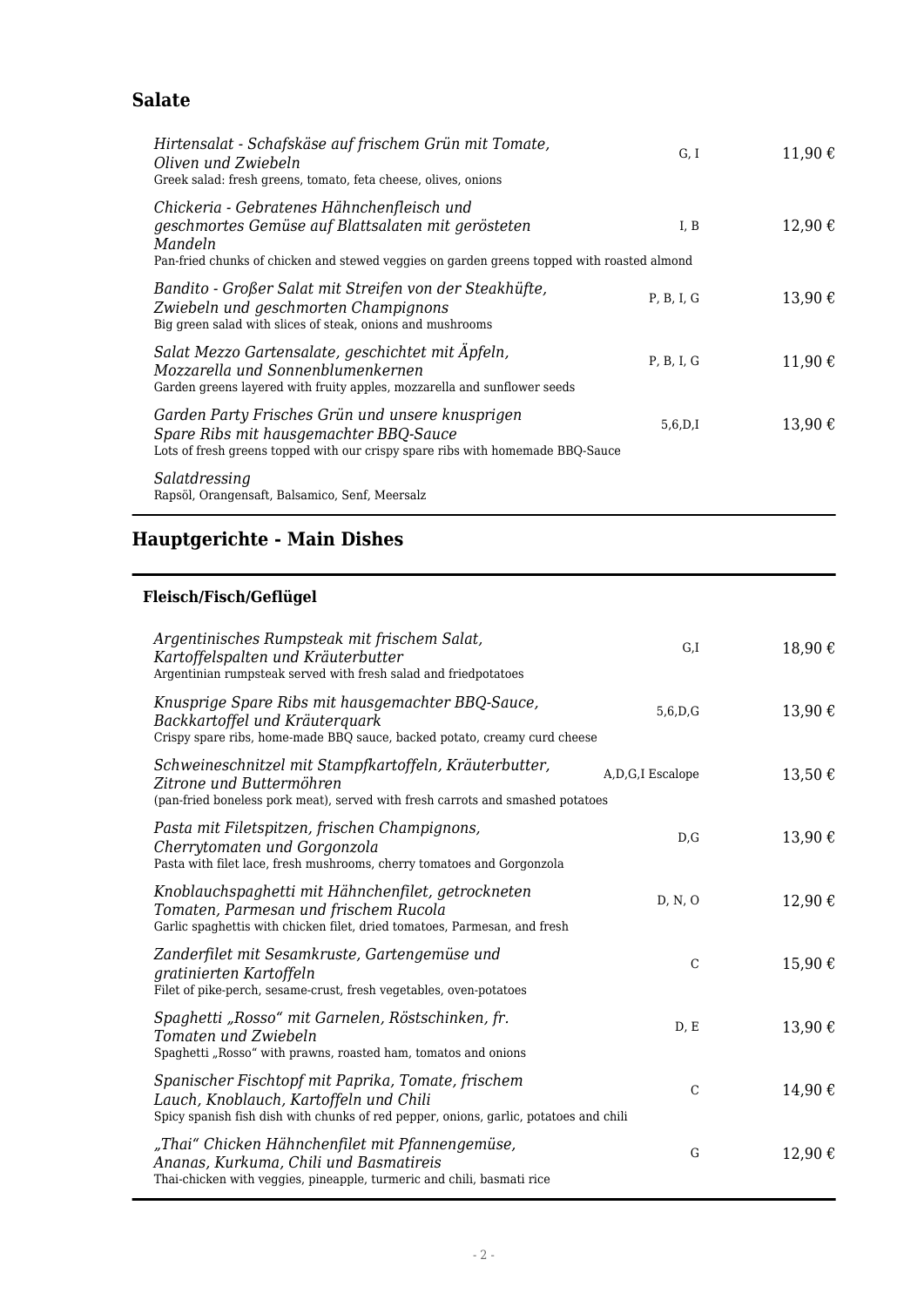## Salate

| Gericht | Allergene | Preis |
|---|---|---|
| *Hirtensalat - Schafskäse auf frischem Grün mit Tomate, Oliven und Zwiebeln*<br>Greek salad: fresh greens, tomato, feta cheese, olives, onions | G, I | 11,90 € |
| *Chickeria - Gebratenes Hähnchenfleisch und geschmortes Gemüse auf Blattsalaten mit gerösteten Mandeln*<br>Pan-fried chunks of chicken and stewed veggies on garden greens topped with roasted almond | I, B | 12,90 € |
| *Bandito - Großer Salat mit Streifen von der Steakhüfte, Zwiebeln und geschmorten Champignons*<br>Big green salad with slices of steak, onions and mushrooms | P, B, I, G | 13,90 € |
| *Salat Mezzo Gartensalate, geschichtet mit Äpfeln, Mozzarella und Sonnenblumenkernen*<br>Garden greens layered with fruity apples, mozzarella and sunflower seeds | P, B, I, G | 11,90 € |
| *Garden Party Frisches Grün und unsere knusprigen Spare Ribs mit hausgemachter BBQ-Sauce*<br>Lots of fresh greens topped with our crispy spare ribs with homemade BBQ-Sauce | 5,6,D,I | 13,90 € |
| *Salatdressing*<br>Rapsöl, Orangensaft, Balsamico, Senf, Meersalz | | |

## Hauptgerichte - Main Dishes

### Fleisch/Fisch/Geflügel

| Gericht | Allergene | Preis |
|---|---|---|
| *Argentinisches Rumpsteak mit frischem Salat, Kartoffelspalten und Kräuterbutter*<br>Argentinian rumpsteak served with fresh salad and friedpotatoes | G,I | 18,90 € |
| *Knusprige Spare Ribs mit hausgemachter BBQ-Sauce, Backkartoffel und Kräuterquark*<br>Crispy spare ribs, home-made BBQ sauce, backed potato, creamy curd cheese | 5,6,D,G | 13,90 € |
| *Schweineschnitzel mit Stampfkartoffeln, Kräuterbutter, Zitrone und Buttermöhren*<br>(pan-fried boneless pork meat), served with fresh carrots and smashed potatoes | A,D,G,I Escalope | 13,50 € |
| *Pasta mit Filetspitzen, frischen Champignons, Cherrytomaten und Gorgonzola*<br>Pasta with filet lace, fresh mushrooms, cherry tomatoes and Gorgonzola | D,G | 13,90 € |
| *Knoblauchspaghetti mit Hähnchenfilet, getrockneten Tomaten, Parmesan und frischem Rucola*<br>Garlic spaghettis with chicken filet, dried tomatoes, Parmesan, and fresh | D, N, O | 12,90 € |
| *Zanderfilet mit Sesamkruste, Gartengemüse und gratinierten Kartoffeln*<br>Filet of pike-perch, sesame-crust, fresh vegetables, oven-potatoes | C | 15,90 € |
| *Spaghetti „Rosso" mit Garnelen, Röstschinken, fr. Tomaten und Zwiebeln*<br>Spaghetti „Rosso" with prawns, roasted ham, tomatos and onions | D, E | 13,90 € |
| *Spanischer Fischtopf mit Paprika, Tomate, frischem Lauch, Knoblauch, Kartoffeln und Chili*<br>Spicy spanish fish dish with chunks of red pepper, onions, garlic, potatoes and chili | C | 14,90 € |
| *„Thai" Chicken Hähnchenfilet mit Pfannengemüse, Ananas, Kurkuma, Chili und Basmatireis*<br>Thai-chicken with veggies, pineapple, turmeric and chili, basmati rice | G | 12,90 € |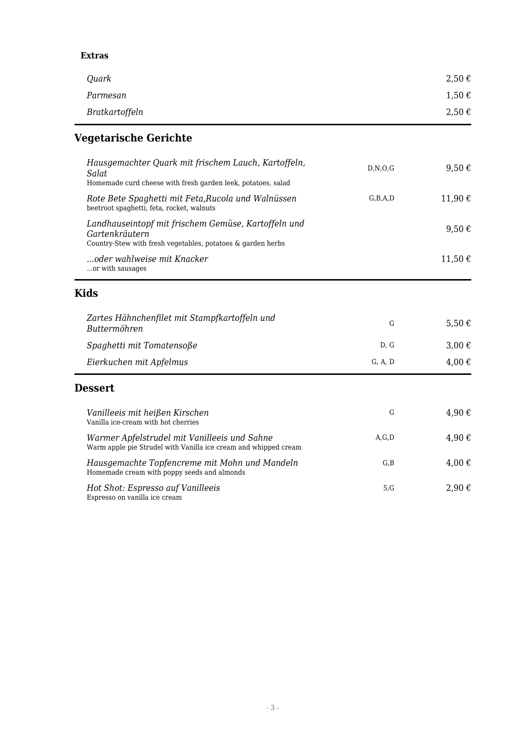### Extras

| | |
|---|---|
| *Quark* | 2,50 € |
| *Parmesan* | 1,50 € |
| *Bratkartoffeln* | 2,50 € |

## Vegetarische Gerichte

| | | |
|---|---|---|
| *Hausgemachter Quark mit frischem Lauch, Kartoffeln, Salat*<br>Homemade curd cheese with fresh garden leek, potatoes, salad | D,N,O,G | 9,50 € |
| *Rote Bete Spaghetti mit Feta,Rucola und Walnüssen*<br>beetroot spaghetti, feta, rocket, walnuts | G,B,A,D | 11,90 € |
| *Landhauseintopf mit frischem Gemüse, Kartoffeln und Gartenkräutern*<br>Country-Stew with fresh vegetables, potatoes & garden herbs | | 9,50 € |
| *...oder wahlweise mit Knacker*<br>...or with sausages | | 11,50 € |

## Kids

| | | |
|---|---|---|
| *Zartes Hähnchenfilet mit Stampfkartoffeln und Buttermöhren* | G | 5,50 € |
| *Spaghetti mit Tomatensoße* | D, G | 3,00 € |
| *Eierkuchen mit Apfelmus* | G, A, D | 4,00 € |

## Dessert

| | | |
|---|---|---|
| *Vanilleeis mit heißen Kirschen*<br>Vanilla ice-cream with hot cherries | G | 4,90 € |
| *Warmer Apfelstrudel mit Vanilleeis und Sahne*<br>Warm apple pie Strudel with Vanilla ice cream and whipped cream | A,G,D | 4,90 € |
| *Hausgemachte Topfencreme mit Mohn und Mandeln*<br>Homemade cream with poppy seeds and almonds | G,B | 4,00 € |
| *Hot Shot: Espresso auf Vanilleeis*<br>Espresso on vanilla ice cream | 5,G | 2,90 € |